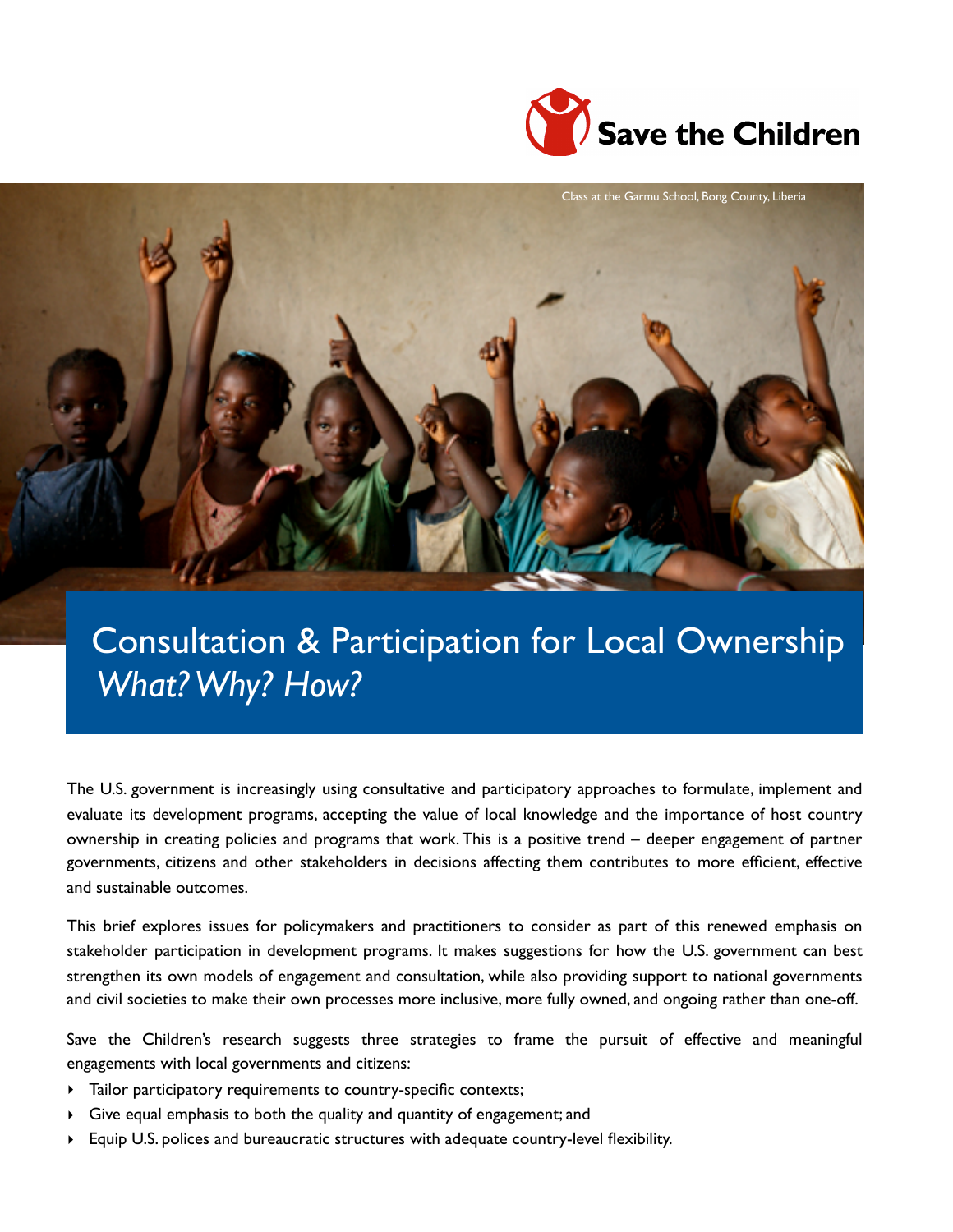Save the Children

Class at the Garmu School, Bong County, Liberia

# Consultation & Participation for Local Ownership

## *What? Why? How?*

The U.S. government is increasingly using consultative and participatory approaches to formulate, implement and evaluate its development programs, accepting the value of local knowledge and the importance of host country ownership in creating policies and programs that work. This is a positive trend – deeper engagement of partner governments, citizens and other stakeholders in decisions affecting them contributes to more efficient, effective and sustainable outcomes.

This brief explores issues for policymakers and practitioners to consider as part of this renewed emphasis on stakeholder participation in development programs. It makes suggestions for how the U.S. government can best strengthen its own models of engagement and consultation, while also providing support to national governments and civil societies to make their own processes more inclusive, more fully owned, and ongoing rather than one-off.

Save the Children's research suggests three strategies to frame the pursuit of effective and meaningful engagements with local governments and citizens:

- Tailor participatory requirements to country-specific contexts;
- Give equal emphasis to both the quality and quantity of engagement; and
- Equip U.S. polices and bureaucratic structures with adequate country-level flexibility.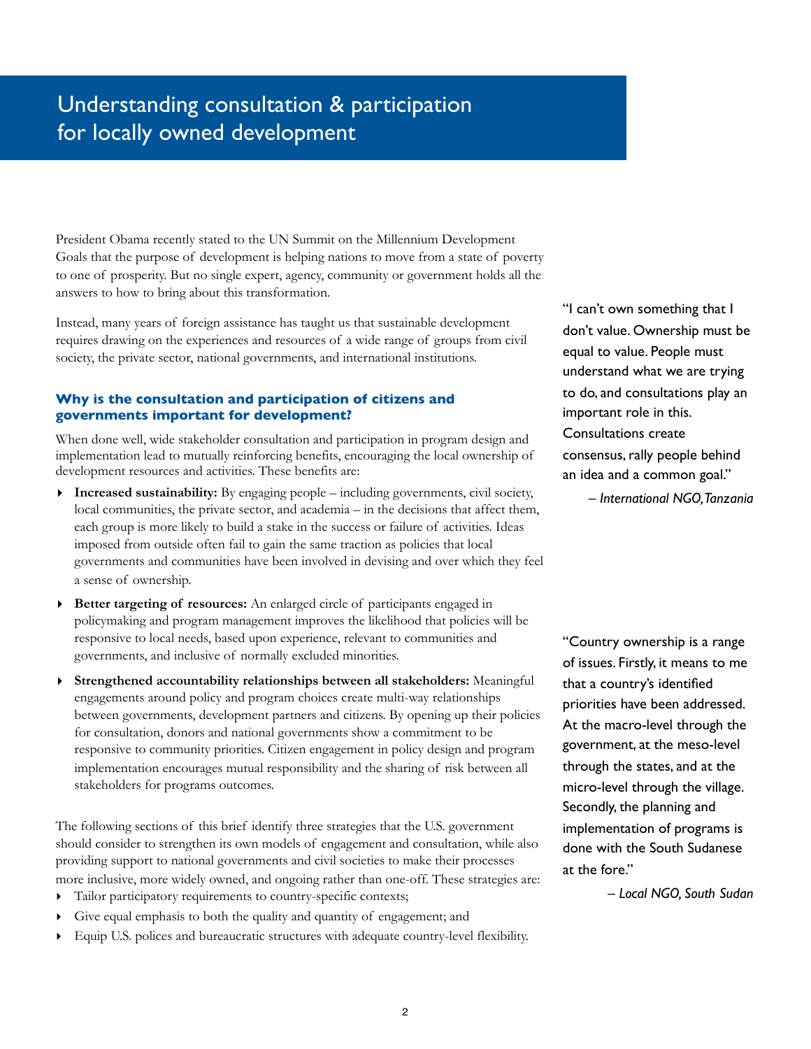# Understanding consultation & participation for locally owned development

President Obama recently stated to the UN Summit on the Millennium Development Goals that the purpose of development is helping nations to move from a state of poverty to one of prosperity. But no single expert, agency, community or government holds all the answers to how to bring about this transformation.

Instead, many years of foreign assistance has taught us that sustainable development requires drawing on the experiences and resources of a wide range of groups from civil society, the private sector, national governments, and international institutions.

> "I can't own something that I don't value. Ownership must be equal to value. People must understand what we are trying to do, and consultations play an important role in this. Consultations create consensus, rally people behind an idea and a common goal."
>
> *– International NGO, Tanzania*

### Why is the consultation and participation of citizens and governments important for development?

When done well, wide stakeholder consultation and participation in program design and implementation lead to mutually reinforcing benefits, encouraging the local ownership of development resources and activities. These benefits are:

- **Increased sustainability:** By engaging people – including governments, civil society, local communities, the private sector, and academia – in the decisions that affect them, each group is more likely to build a stake in the success or failure of activities. Ideas imposed from outside often fail to gain the same traction as policies that local governments and communities have been involved in devising and over which they feel a sense of ownership.
- **Better targeting of resources:** An enlarged circle of participants engaged in policymaking and program management improves the likelihood that policies will be responsive to local needs, based upon experience, relevant to communities and governments, and inclusive of normally excluded minorities.
- **Strengthened accountability relationships between all stakeholders:** Meaningful engagements around policy and program choices create multi-way relationships between governments, development partners and citizens. By opening up their policies for consultation, donors and national governments show a commitment to be responsive to community priorities. Citizen engagement in policy design and program implementation encourages mutual responsibility and the sharing of risk between all stakeholders for programs outcomes.

> "Country ownership is a range of issues. Firstly, it means to me that a country's identified priorities have been addressed. At the macro-level through the government, at the meso-level through the states, and at the micro-level through the village. Secondly, the planning and implementation of programs is done with the South Sudanese at the fore."
>
> *– Local NGO, South Sudan*

The following sections of this brief identify three strategies that the U.S. government should consider to strengthen its own models of engagement and consultation, while also providing support to national governments and civil societies to make their processes more inclusive, more widely owned, and ongoing rather than one-off. These strategies are:

- Tailor participatory requirements to country-specific contexts;
- Give equal emphasis to both the quality and quantity of engagement; and
- Equip U.S. polices and bureaucratic structures with adequate country-level flexibility.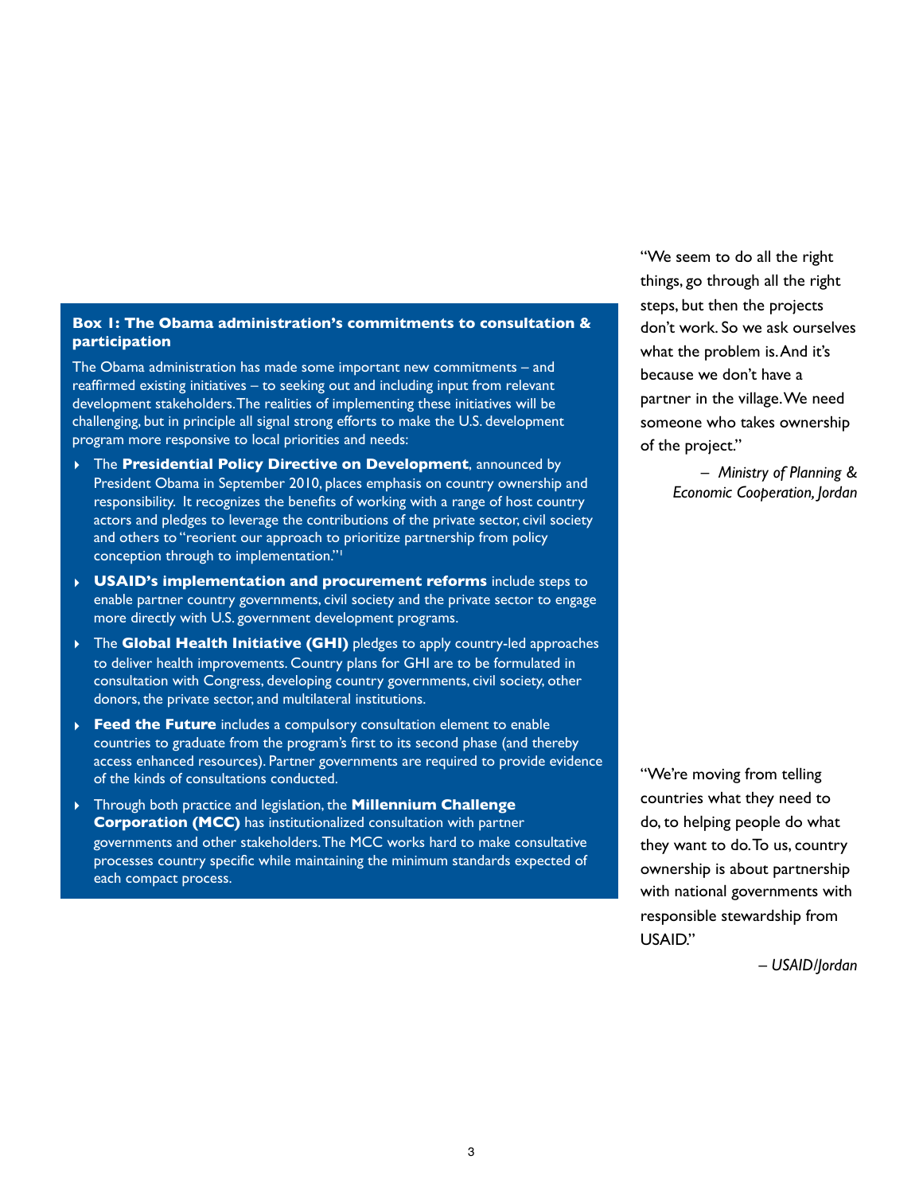**Box 1: The Obama administration's commitments to consultation & participation**

The Obama administration has made some important new commitments – and reaffirmed existing initiatives – to seeking out and including input from relevant development stakeholders. The realities of implementing these initiatives will be challenging, but in principle all signal strong efforts to make the U.S. development program more responsive to local priorities and needs:

- The **Presidential Policy Directive on Development**, announced by President Obama in September 2010, places emphasis on country ownership and responsibility. It recognizes the benefits of working with a range of host country actors and pledges to leverage the contributions of the private sector, civil society and others to "reorient our approach to prioritize partnership from policy conception through to implementation."[1]
- **USAID's implementation and procurement reforms** include steps to enable partner country governments, civil society and the private sector to engage more directly with U.S. government development programs.
- The **Global Health Initiative (GHI)** pledges to apply country-led approaches to deliver health improvements. Country plans for GHI are to be formulated in consultation with Congress, developing country governments, civil society, other donors, the private sector, and multilateral institutions.
- **Feed the Future** includes a compulsory consultation element to enable countries to graduate from the program's first to its second phase (and thereby access enhanced resources). Partner governments are required to provide evidence of the kinds of consultations conducted.
- Through both practice and legislation, the **Millennium Challenge Corporation (MCC)** has institutionalized consultation with partner governments and other stakeholders. The MCC works hard to make consultative processes country specific while maintaining the minimum standards expected of each compact process.

"We seem to do all the right things, go through all the right steps, but then the projects don't work. So we ask ourselves what the problem is. And it's because we don't have a partner in the village. We need someone who takes ownership of the project."

– *Ministry of Planning & Economic Cooperation, Jordan*

"We're moving from telling countries what they need to do, to helping people do what they want to do. To us, country ownership is about partnership with national governments with responsible stewardship from USAID."

– *USAID/Jordan*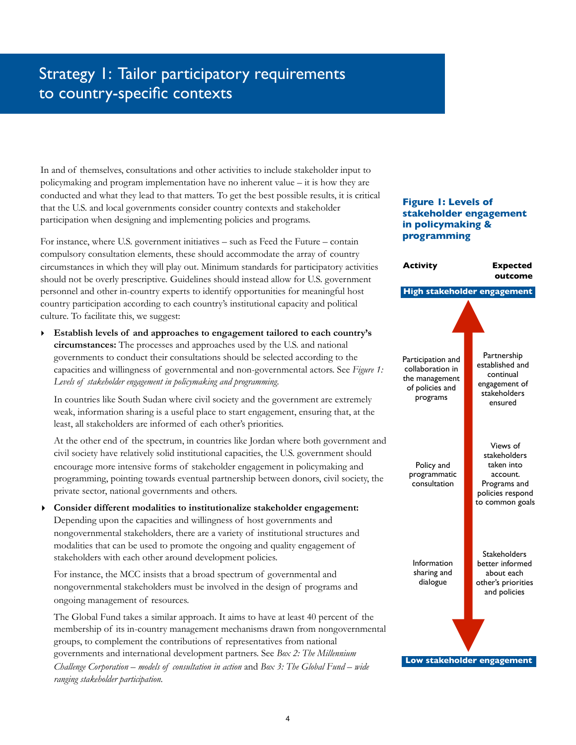# Strategy 1: Tailor participatory requirements to country-specific contexts

In and of themselves, consultations and other activities to include stakeholder input to policymaking and program implementation have no inherent value – it is how they are conducted and what they lead to that matters. To get the best possible results, it is critical that the U.S. and local governments consider country contexts and stakeholder participation when designing and implementing policies and programs.

For instance, where U.S. government initiatives – such as Feed the Future – contain compulsory consultation elements, these should accommodate the array of country circumstances in which they will play out. Minimum standards for participatory activities should not be overly prescriptive. Guidelines should instead allow for U.S. government personnel and other in-country experts to identify opportunities for meaningful host country participation according to each country's institutional capacity and political culture. To facilitate this, we suggest:

- **Establish levels of and approaches to engagement tailored to each country's circumstances:** The processes and approaches used by the U.S. and national governments to conduct their consultations should be selected according to the capacities and willingness of governmental and non-governmental actors. See *Figure 1: Levels of stakeholder engagement in policymaking and programming.*

  In countries like South Sudan where civil society and the government are extremely weak, information sharing is a useful place to start engagement, ensuring that, at the least, all stakeholders are informed of each other's priorities.

  At the other end of the spectrum, in countries like Jordan where both government and civil society have relatively solid institutional capacities, the U.S. government should encourage more intensive forms of stakeholder engagement in policymaking and programming, pointing towards eventual partnership between donors, civil society, the private sector, national governments and others.

- **Consider different modalities to institutionalize stakeholder engagement:** Depending upon the capacities and willingness of host governments and nongovernmental stakeholders, there are a variety of institutional structures and modalities that can be used to promote the ongoing and quality engagement of stakeholders with each other around development policies.

  For instance, the MCC insists that a broad spectrum of governmental and nongovernmental stakeholders must be involved in the design of programs and ongoing management of resources.

  The Global Fund takes a similar approach. It aims to have at least 40 percent of the membership of its in-country management mechanisms drawn from nongovernmental groups, to complement the contributions of representatives from national governments and international development partners. See *Box 2: The Millennium Challenge Corporation – models of consultation in action* and *Box 3: The Global Fund – wide ranging stakeholder participation.*

**Figure 1: Levels of stakeholder engagement in policymaking & programming**

| Activity | Expected outcome |
|---|---|
| **High stakeholder engagement** | |
| Participation and collaboration in the management of policies and programs | Partnership established and continual engagement of stakeholders ensured |
| Policy and programmatic consultation | Views of stakeholders taken into account. Programs and policies respond to common goals |
| Information sharing and dialogue | Stakeholders better informed about each other's priorities and policies |
| **Low stakeholder engagement** | |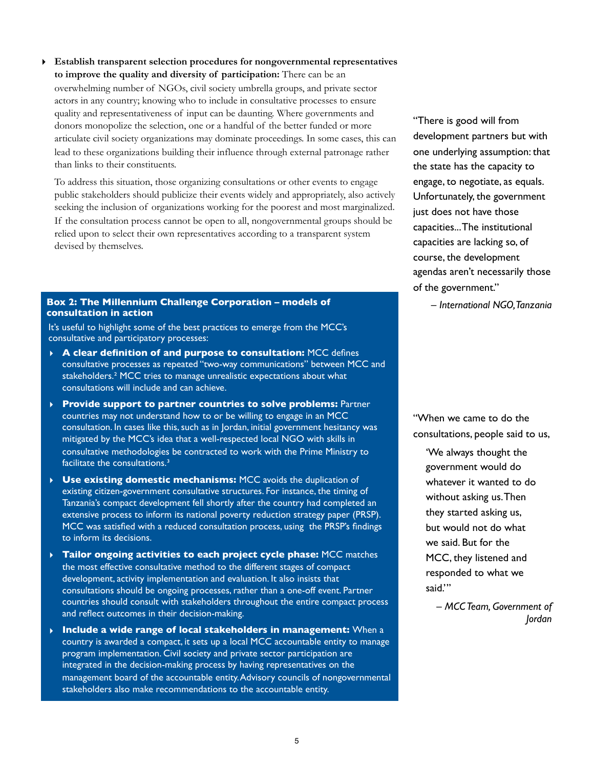- **Establish transparent selection procedures for nongovernmental representatives to improve the quality and diversity of participation:** There can be an overwhelming number of NGOs, civil society umbrella groups, and private sector actors in any country; knowing who to include in consultative processes to ensure quality and representativeness of input can be daunting. Where governments and donors monopolize the selection, one or a handful of the better funded or more articulate civil society organizations may dominate proceedings. In some cases, this can lead to these organizations building their influence through external patronage rather than links to their constituents.

  To address this situation, those organizing consultations or other events to engage public stakeholders should publicize their events widely and appropriately, also actively seeking the inclusion of organizations working for the poorest and most marginalized. If the consultation process cannot be open to all, nongovernmental groups should be relied upon to select their own representatives according to a transparent system devised by themselves.

> "There is good will from development partners but with one underlying assumption: that the state has the capacity to engage, to negotiate, as equals. Unfortunately, the government just does not have those capacities…The institutional capacities are lacking so, of course, the development agendas aren't necessarily those of the government."
>
> *– International NGO, Tanzania*

**Box 2: The Millennium Challenge Corporation – models of consultation in action**

It's useful to highlight some of the best practices to emerge from the MCC's consultative and participatory processes:

- **A clear definition of and purpose to consultation:** MCC defines consultative processes as repeated "two-way communications" between MCC and stakeholders.[2] MCC tries to manage unrealistic expectations about what consultations will include and can achieve.
- **Provide support to partner countries to solve problems:** Partner countries may not understand how to or be willing to engage in an MCC consultation. In cases like this, such as in Jordan, initial government hesitancy was mitigated by the MCC's idea that a well-respected local NGO with skills in consultative methodologies be contracted to work with the Prime Ministry to facilitate the consultations.[3]
- **Use existing domestic mechanisms:** MCC avoids the duplication of existing citizen-government consultative structures. For instance, the timing of Tanzania's compact development fell shortly after the country had completed an extensive process to inform its national poverty reduction strategy paper (PRSP). MCC was satisfied with a reduced consultation process, using the PRSP's findings to inform its decisions.
- **Tailor ongoing activities to each project cycle phase:** MCC matches the most effective consultative method to the different stages of compact development, activity implementation and evaluation. It also insists that consultations should be ongoing processes, rather than a one-off event. Partner countries should consult with stakeholders throughout the entire compact process and reflect outcomes in their decision-making.
- **Include a wide range of local stakeholders in management:** When a country is awarded a compact, it sets up a local MCC accountable entity to manage program implementation. Civil society and private sector participation are integrated in the decision-making process by having representatives on the management board of the accountable entity. Advisory councils of nongovernmental stakeholders also make recommendations to the accountable entity.

> "When we came to do the consultations, people said to us,
>
> 'We always thought the government would do whatever it wanted to do without asking us. Then they started asking us, but would not do what we said. But for the MCC, they listened and responded to what we said.'"
>
> *– MCC Team, Government of Jordan*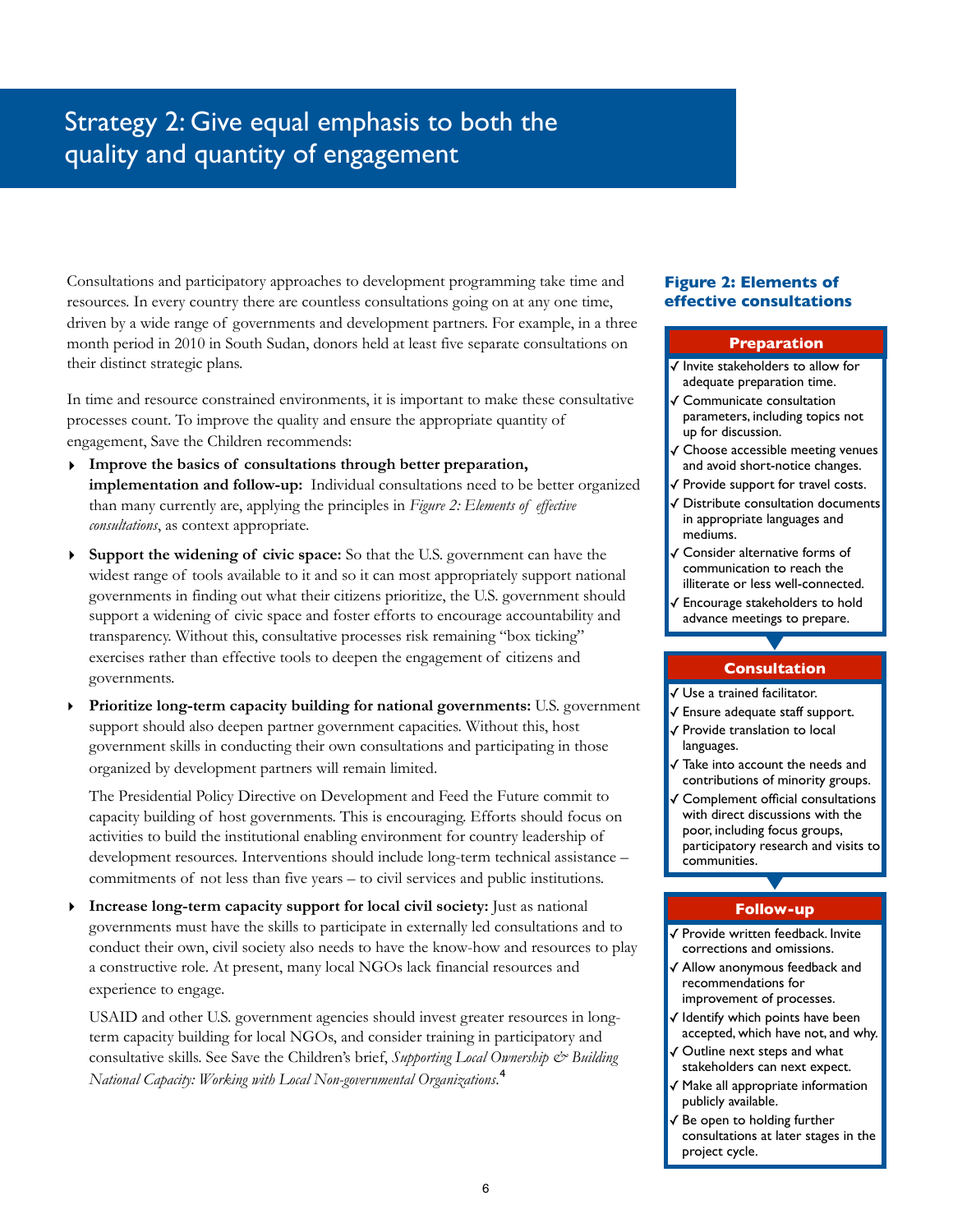# Strategy 2: Give equal emphasis to both the quality and quantity of engagement

Consultations and participatory approaches to development programming take time and resources. In every country there are countless consultations going on at any one time, driven by a wide range of governments and development partners. For example, in a three month period in 2010 in South Sudan, donors held at least five separate consultations on their distinct strategic plans.

In time and resource constrained environments, it is important to make these consultative processes count. To improve the quality and ensure the appropriate quantity of engagement, Save the Children recommends:

- **Improve the basics of consultations through better preparation, implementation and follow-up:** Individual consultations need to be better organized than many currently are, applying the principles in *Figure 2: Elements of effective consultations*, as context appropriate.
- **Support the widening of civic space:** So that the U.S. government can have the widest range of tools available to it and so it can most appropriately support national governments in finding out what their citizens prioritize, the U.S. government should support a widening of civic space and foster efforts to encourage accountability and transparency. Without this, consultative processes risk remaining "box ticking" exercises rather than effective tools to deepen the engagement of citizens and governments.
- **Prioritize long-term capacity building for national governments:** U.S. government support should also deepen partner government capacities. Without this, host government skills in conducting their own consultations and participating in those organized by development partners will remain limited.

  The Presidential Policy Directive on Development and Feed the Future commit to capacity building of host governments. This is encouraging. Efforts should focus on activities to build the institutional enabling environment for country leadership of development resources. Interventions should include long-term technical assistance – commitments of not less than five years – to civil services and public institutions.
- **Increase long-term capacity support for local civil society:** Just as national governments must have the skills to participate in externally led consultations and to conduct their own, civil society also needs to have the know-how and resources to play a constructive role. At present, many local NGOs lack financial resources and experience to engage.

  USAID and other U.S. government agencies should invest greater resources in long-term capacity building for local NGOs, and consider training in participatory and consultative skills. See Save the Children's brief, *Supporting Local Ownership & Building National Capacity: Working with Local Non-governmental Organizations*.[4]

### Figure 2: Elements of effective consultations

**Preparation**

- ✓ Invite stakeholders to allow for adequate preparation time.
- ✓ Communicate consultation parameters, including topics not up for discussion.
- ✓ Choose accessible meeting venues and avoid short-notice changes.
- ✓ Provide support for travel costs.
- ✓ Distribute consultation documents in appropriate languages and mediums.
- ✓ Consider alternative forms of communication to reach the illiterate or less well-connected.
- ✓ Encourage stakeholders to hold advance meetings to prepare.

**Consultation**

- ✓ Use a trained facilitator.
- ✓ Ensure adequate staff support.
- ✓ Provide translation to local languages.
- ✓ Take into account the needs and contributions of minority groups.
- ✓ Complement official consultations with direct discussions with the poor, including focus groups, participatory research and visits to communities.

**Follow-up**

- ✓ Provide written feedback. Invite corrections and omissions.
- ✓ Allow anonymous feedback and recommendations for improvement of processes.
- ✓ Identify which points have been accepted, which have not, and why.
- ✓ Outline next steps and what stakeholders can next expect.
- ✓ Make all appropriate information publicly available.
- ✓ Be open to holding further consultations at later stages in the project cycle.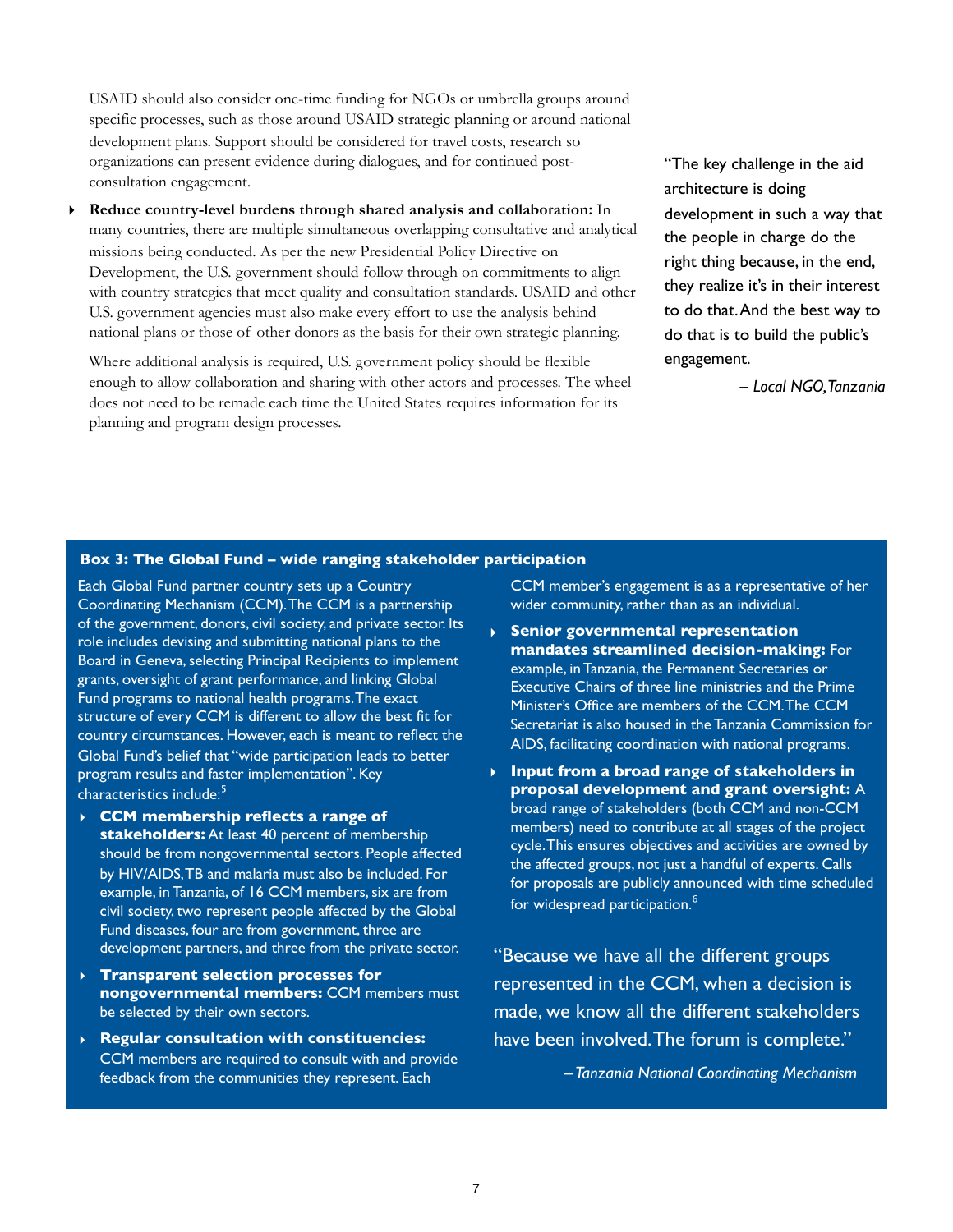USAID should also consider one-time funding for NGOs or umbrella groups around specific processes, such as those around USAID strategic planning or around national development plans. Support should be considered for travel costs, research so organizations can present evidence during dialogues, and for continued post-consultation engagement.

- **Reduce country-level burdens through shared analysis and collaboration:** In many countries, there are multiple simultaneous overlapping consultative and analytical missions being conducted. As per the new Presidential Policy Directive on Development, the U.S. government should follow through on commitments to align with country strategies that meet quality and consultation standards. USAID and other U.S. government agencies must also make every effort to use the analysis behind national plans or those of other donors as the basis for their own strategic planning.

  Where additional analysis is required, U.S. government policy should be flexible enough to allow collaboration and sharing with other actors and processes. The wheel does not need to be remade each time the United States requires information for its planning and program design processes.

"The key challenge in the aid architecture is doing development in such a way that the people in charge do the right thing because, in the end, they realize it's in their interest to do that. And the best way to do that is to build the public's engagement.

*– Local NGO, Tanzania*

### Box 3: The Global Fund – wide ranging stakeholder participation

Each Global Fund partner country sets up a Country Coordinating Mechanism (CCM). The CCM is a partnership of the government, donors, civil society, and private sector. Its role includes devising and submitting national plans to the Board in Geneva, selecting Principal Recipients to implement grants, oversight of grant performance, and linking Global Fund programs to national health programs. The exact structure of every CCM is different to allow the best fit for country circumstances. However, each is meant to reflect the Global Fund's belief that "wide participation leads to better program results and faster implementation". Key characteristics include:[5]

- **CCM membership reflects a range of stakeholders:** At least 40 percent of membership should be from nongovernmental sectors. People affected by HIV/AIDS, TB and malaria must also be included. For example, in Tanzania, of 16 CCM members, six are from civil society, two represent people affected by the Global Fund diseases, four are from government, three are development partners, and three from the private sector.
- **Transparent selection processes for nongovernmental members:** CCM members must be selected by their own sectors.
- **Regular consultation with constituencies:** CCM members are required to consult with and provide feedback from the communities they represent. Each CCM member's engagement is as a representative of her wider community, rather than as an individual.
- **Senior governmental representation mandates streamlined decision-making:** For example, in Tanzania, the Permanent Secretaries or Executive Chairs of three line ministries and the Prime Minister's Office are members of the CCM. The CCM Secretariat is also housed in the Tanzania Commission for AIDS, facilitating coordination with national programs.
- **Input from a broad range of stakeholders in proposal development and grant oversight:** A broad range of stakeholders (both CCM and non-CCM members) need to contribute at all stages of the project cycle. This ensures objectives and activities are owned by the affected groups, not just a handful of experts. Calls for proposals are publicly announced with time scheduled for widespread participation.[6]

"Because we have all the different groups represented in the CCM, when a decision is made, we know all the different stakeholders have been involved. The forum is complete."

*– Tanzania National Coordinating Mechanism*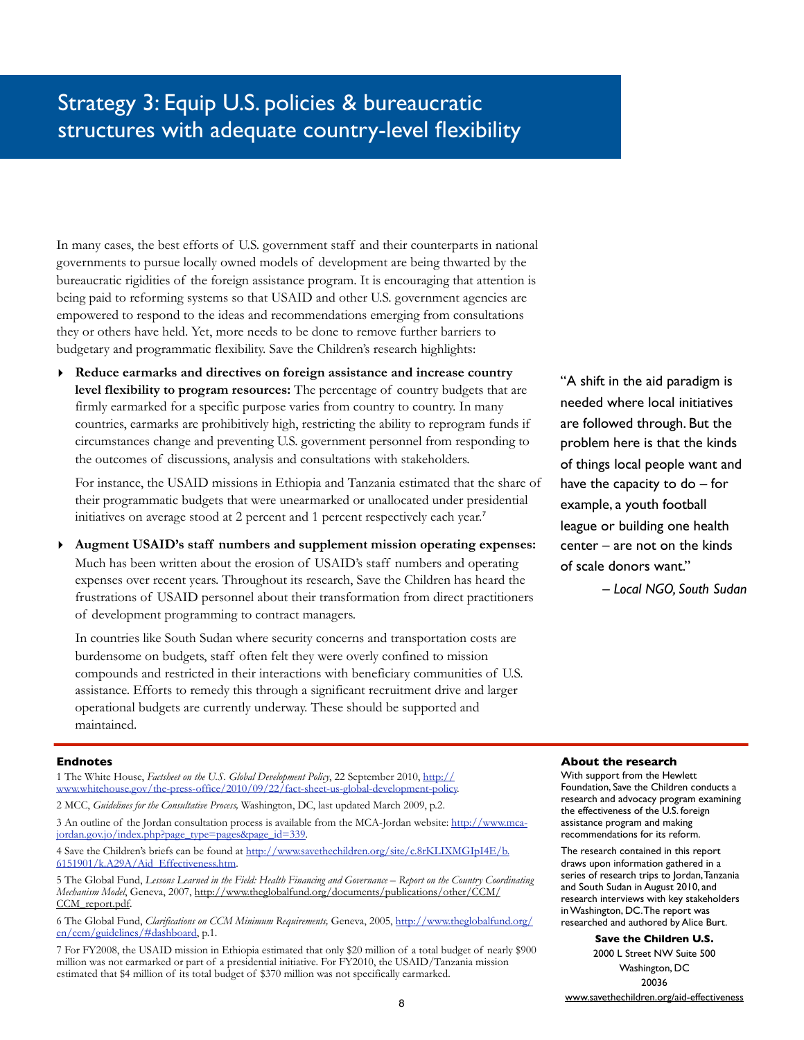# Strategy 3: Equip U.S. policies & bureaucratic structures with adequate country-level flexibility

In many cases, the best efforts of U.S. government staff and their counterparts in national governments to pursue locally owned models of development are being thwarted by the bureaucratic rigidities of the foreign assistance program. It is encouraging that attention is being paid to reforming systems so that USAID and other U.S. government agencies are empowered to respond to the ideas and recommendations emerging from consultations they or others have held. Yet, more needs to be done to remove further barriers to budgetary and programmatic flexibility. Save the Children's research highlights:

- **Reduce earmarks and directives on foreign assistance and increase country level flexibility to program resources:** The percentage of country budgets that are firmly earmarked for a specific purpose varies from country to country. In many countries, earmarks are prohibitively high, restricting the ability to reprogram funds if circumstances change and preventing U.S. government personnel from responding to the outcomes of discussions, analysis and consultations with stakeholders.

  For instance, the USAID missions in Ethiopia and Tanzania estimated that the share of their programmatic budgets that were unearmarked or unallocated under presidential initiatives on average stood at 2 percent and 1 percent respectively each year.[7]

- **Augment USAID's staff numbers and supplement mission operating expenses:** Much has been written about the erosion of USAID's staff numbers and operating expenses over recent years. Throughout its research, Save the Children has heard the frustrations of USAID personnel about their transformation from direct practitioners of development programming to contract managers.

  In countries like South Sudan where security concerns and transportation costs are burdensome on budgets, staff often felt they were overly confined to mission compounds and restricted in their interactions with beneficiary communities of U.S. assistance. Efforts to remedy this through a significant recruitment drive and larger operational budgets are currently underway. These should be supported and maintained.

"A shift in the aid paradigm is needed where local initiatives are followed through. But the problem here is that the kinds of things local people want and have the capacity to do – for example, a youth football league or building one health center – are not on the kinds of scale donors want."

*– Local NGO, South Sudan*

### Endnotes

1 The White House, *Factsheet on the U.S. Global Development Policy*, 22 September 2010, http://www.whitehouse.gov/the-press-office/2010/09/22/fact-sheet-us-global-development-policy.

2 MCC, *Guidelines for the Consultative Process,* Washington, DC, last updated March 2009, p.2.

3 An outline of the Jordan consultation process is available from the MCA-Jordan website: http://www.mca-jordan.gov.jo/index.php?page_type=pages&page_id=339.

4 Save the Children's briefs can be found at http://www.savethechildren.org/site/c.8rKLIXMGIpI4E/b.6151901/k.A29A/Aid_Effectiveness.htm.

5 The Global Fund, *Lessons Learned in the Field: Health Financing and Governance – Report on the Country Coordinating Mechanism Model*, Geneva, 2007, http://www.theglobalfund.org/documents/publications/other/CCM/CCM_report.pdf.

6 The Global Fund, *Clarifications on CCM Minimum Requirements,* Geneva, 2005, http://www.theglobalfund.org/en/ccm/guidelines/#dashboard, p.1.

7 For FY2008, the USAID mission in Ethiopia estimated that only $20 million of a total budget of nearly $900 million was not earmarked or part of a presidential initiative. For FY2010, the USAID/Tanzania mission estimated that $4 million of its total budget of $370 million was not specifically earmarked.

### About the research

With support from the Hewlett Foundation, Save the Children conducts a research and advocacy program examining the effectiveness of the U.S. foreign assistance program and making recommendations for its reform.

The research contained in this report draws upon information gathered in a series of research trips to Jordan, Tanzania and South Sudan in August 2010, and research interviews with key stakeholders in Washington, DC. The report was researched and authored by Alice Burt.

**Save the Children U.S.**
2000 L Street NW Suite 500
Washington, DC
20036
www.savethechildren.org/aid-effectiveness